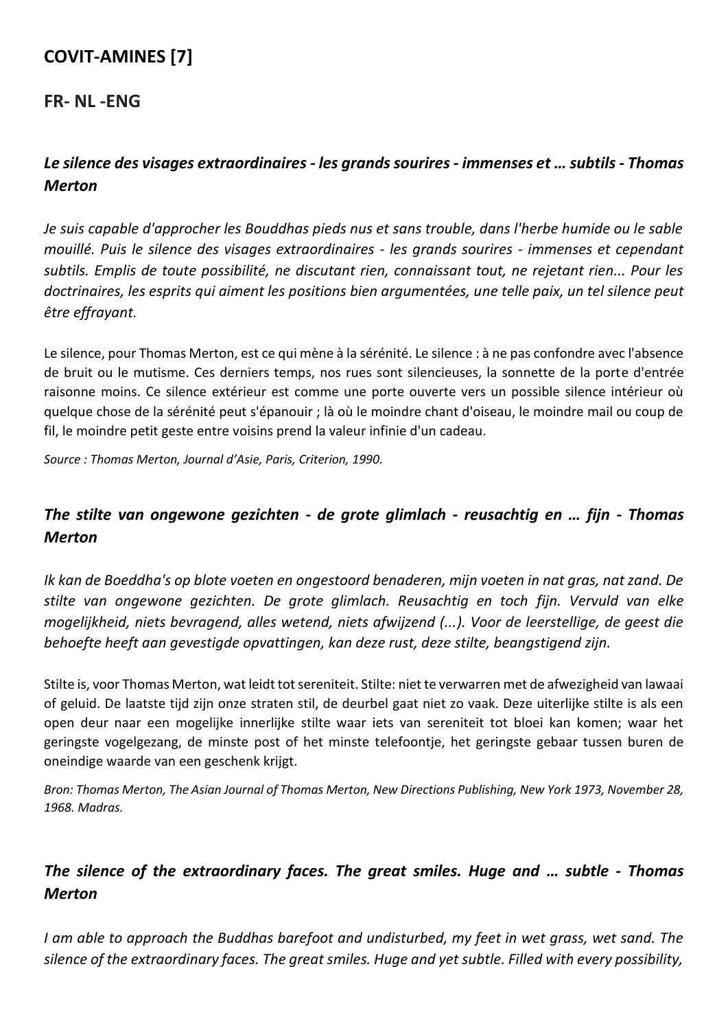# COVIT-AMINES [7]

## FR- NL -ENG

### *Le silence des visages extraordinaires - les grands sourires - immenses et … subtils - Thomas Merton*

*Je suis capable d'approcher les Bouddhas pieds nus et sans trouble, dans l'herbe humide ou le sable mouillé. Puis le silence des visages extraordinaires - les grands sourires - immenses et cependant subtils. Emplis de toute possibilité, ne discutant rien, connaissant tout, ne rejetant rien... Pour les doctrinaires, les esprits qui aiment les positions bien argumentées, une telle paix, un tel silence peut être effrayant.*

Le silence, pour Thomas Merton, est ce qui mène à la sérénité. Le silence : à ne pas confondre avec l'absence de bruit ou le mutisme. Ces derniers temps, nos rues sont silencieuses, la sonnette de la porte d'entrée raisonne moins. Ce silence extérieur est comme une porte ouverte vers un possible silence intérieur où quelque chose de la sérénité peut s'épanouir ; là où le moindre chant d'oiseau, le moindre mail ou coup de fil, le moindre petit geste entre voisins prend la valeur infinie d'un cadeau.

*Source : Thomas Merton, Journal d'Asie, Paris, Criterion, 1990.*

### *The stilte van ongewone gezichten - de grote glimlach - reusachtig en … fijn - Thomas Merton*

*Ik kan de Boeddha's op blote voeten en ongestoord benaderen, mijn voeten in nat gras, nat zand. De stilte van ongewone gezichten. De grote glimlach. Reusachtig en toch fijn. Vervuld van elke mogelijkheid, niets bevragend, alles wetend, niets afwijzend (...). Voor de leerstellige, de geest die behoefte heeft aan gevestigde opvattingen, kan deze rust, deze stilte, beangstigend zijn.*

Stilte is, voor Thomas Merton, wat leidt tot sereniteit. Stilte: niet te verwarren met de afwezigheid van lawaai of geluid. De laatste tijd zijn onze straten stil, de deurbel gaat niet zo vaak. Deze uiterlijke stilte is als een open deur naar een mogelijke innerlijke stilte waar iets van sereniteit tot bloei kan komen; waar het geringste vogelgezang, de minste post of het minste telefoontje, het geringste gebaar tussen buren de oneindige waarde van een geschenk krijgt.

*Bron: Thomas Merton, The Asian Journal of Thomas Merton, New Directions Publishing, New York 1973, November 28, 1968. Madras.*

### *The silence of the extraordinary faces. The great smiles. Huge and … subtle - Thomas Merton*

*I am able to approach the Buddhas barefoot and undisturbed, my feet in wet grass, wet sand. The silence of the extraordinary faces. The great smiles. Huge and yet subtle. Filled with every possibility,*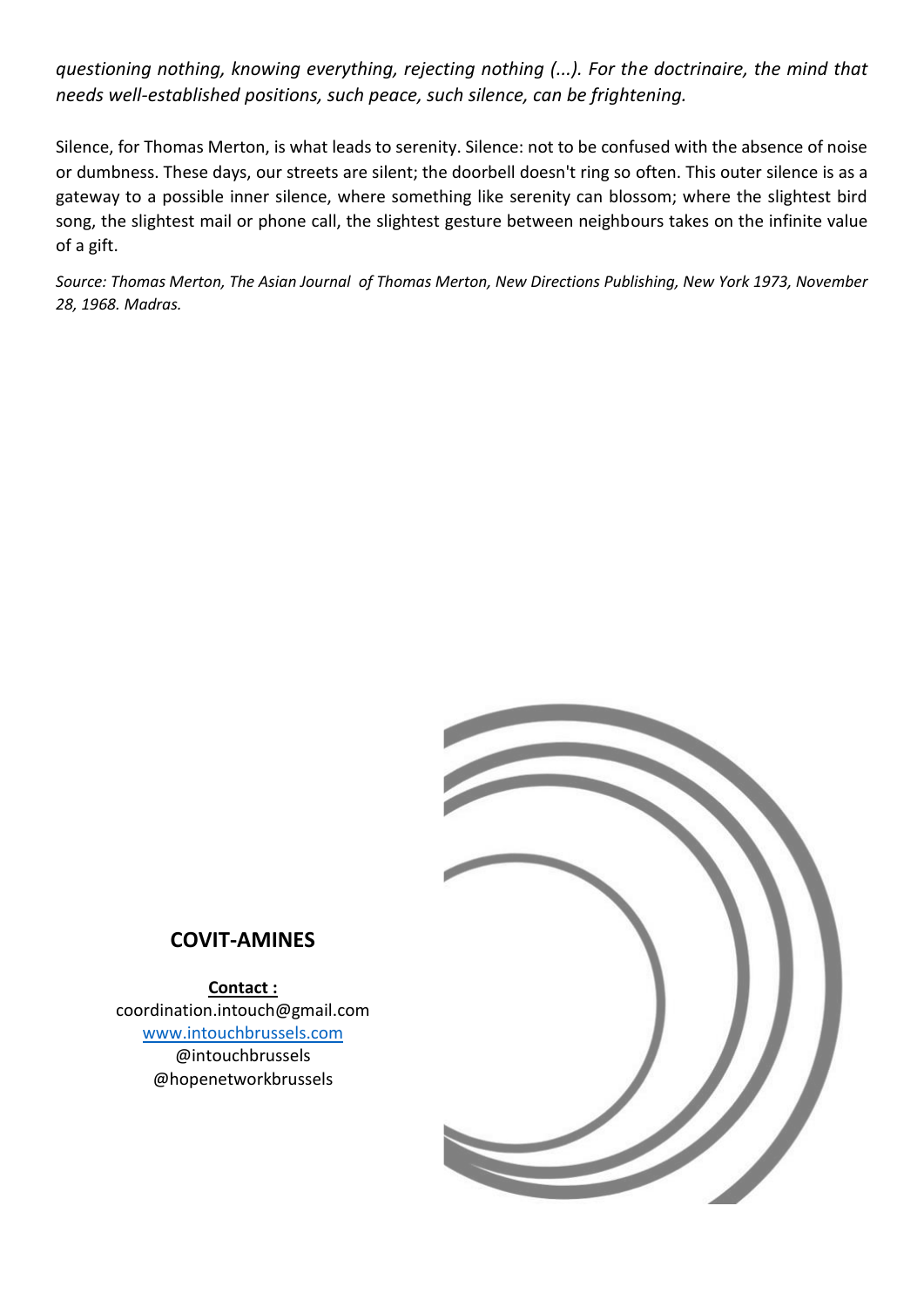*questioning nothing, knowing everything, rejecting nothing (...). For the doctrinaire, the mind that needs well-established positions, such peace, such silence, can be frightening.*

Silence, for Thomas Merton, is what leads to serenity. Silence: not to be confused with the absence of noise or dumbness. These days, our streets are silent; the doorbell doesn't ring so often. This outer silence is as a gateway to a possible inner silence, where something like serenity can blossom; where the slightest bird song, the slightest mail or phone call, the slightest gesture between neighbours takes on the infinite value of a gift.

*Source: Thomas Merton, The Asian Journal of Thomas Merton, New Directions Publishing, New York 1973, November 28, 1968. Madras.*

**COVIT-AMINES**

**Contact :**
coordination.intouch@gmail.com
www.intouchbrussels.com
@intouchbrussels
@hopenetworkbrussels